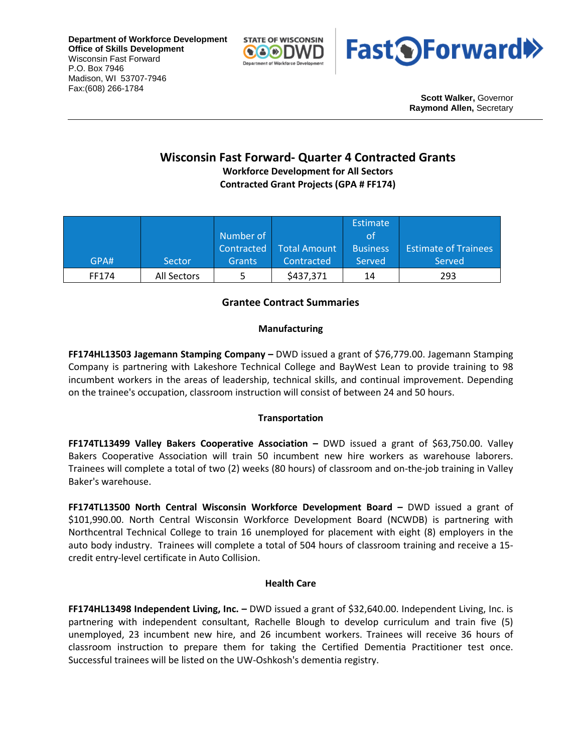**Department of Workforce Development**
**Office of Skills Development**
Wisconsin Fast Forward
P.O. Box 7946
Madison, WI 53707-7946
Fax:(608) 266-1784

**Scott Walker,** Governor
**Raymond Allen,** Secretary

# Wisconsin Fast Forward- Quarter 4 Contracted Grants

## Workforce Development for All Sectors

## Contracted Grant Projects (GPA # FF174)

| GPA# | Sector | Number of Contracted Grants | Total Amount Contracted | Estimate of Business Served | Estimate of Trainees Served |
|---|---|---|---|---|---|
| FF174 | All Sectors | 5 | $437,371 | 14 | 293 |

### Grantee Contract Summaries

#### Manufacturing

**FF174HL13503 Jagemann Stamping Company –** DWD issued a grant of $76,779.00. Jagemann Stamping Company is partnering with Lakeshore Technical College and BayWest Lean to provide training to 98 incumbent workers in the areas of leadership, technical skills, and continual improvement. Depending on the trainee's occupation, classroom instruction will consist of between 24 and 50 hours.

#### Transportation

**FF174TL13499 Valley Bakers Cooperative Association –** DWD issued a grant of $63,750.00. Valley Bakers Cooperative Association will train 50 incumbent new hire workers as warehouse laborers. Trainees will complete a total of two (2) weeks (80 hours) of classroom and on-the-job training in Valley Baker's warehouse.

**FF174TL13500 North Central Wisconsin Workforce Development Board –** DWD issued a grant of $101,990.00. North Central Wisconsin Workforce Development Board (NCWDB) is partnering with Northcentral Technical College to train 16 unemployed for placement with eight (8) employers in the auto body industry. Trainees will complete a total of 504 hours of classroom training and receive a 15-credit entry-level certificate in Auto Collision.

#### Health Care

**FF174HL13498 Independent Living, Inc. –** DWD issued a grant of $32,640.00. Independent Living, Inc. is partnering with independent consultant, Rachelle Blough to develop curriculum and train five (5) unemployed, 23 incumbent new hire, and 26 incumbent workers. Trainees will receive 36 hours of classroom instruction to prepare them for taking the Certified Dementia Practitioner test once. Successful trainees will be listed on the UW-Oshkosh's dementia registry.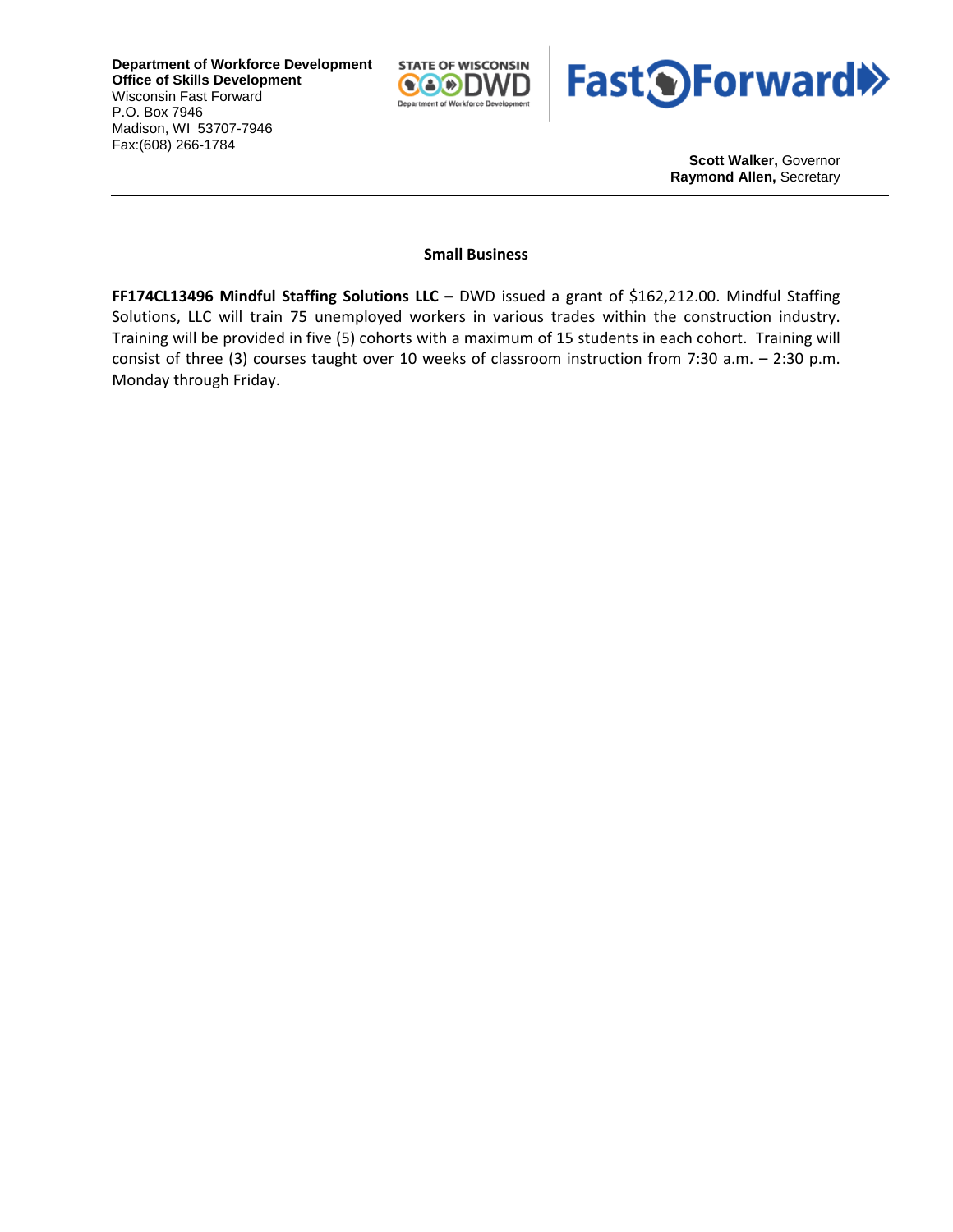Department of Workforce Development
Office of Skills Development
Wisconsin Fast Forward
P.O. Box 7946
Madison, WI 53707-7946
Fax:(608) 266-1784

**Scott Walker,** Governor
**Raymond Allen,** Secretary

## Small Business

**FF174CL13496 Mindful Staffing Solutions LLC –** DWD issued a grant of $162,212.00. Mindful Staffing Solutions, LLC will train 75 unemployed workers in various trades within the construction industry. Training will be provided in five (5) cohorts with a maximum of 15 students in each cohort. Training will consist of three (3) courses taught over 10 weeks of classroom instruction from 7:30 a.m. – 2:30 p.m. Monday through Friday.